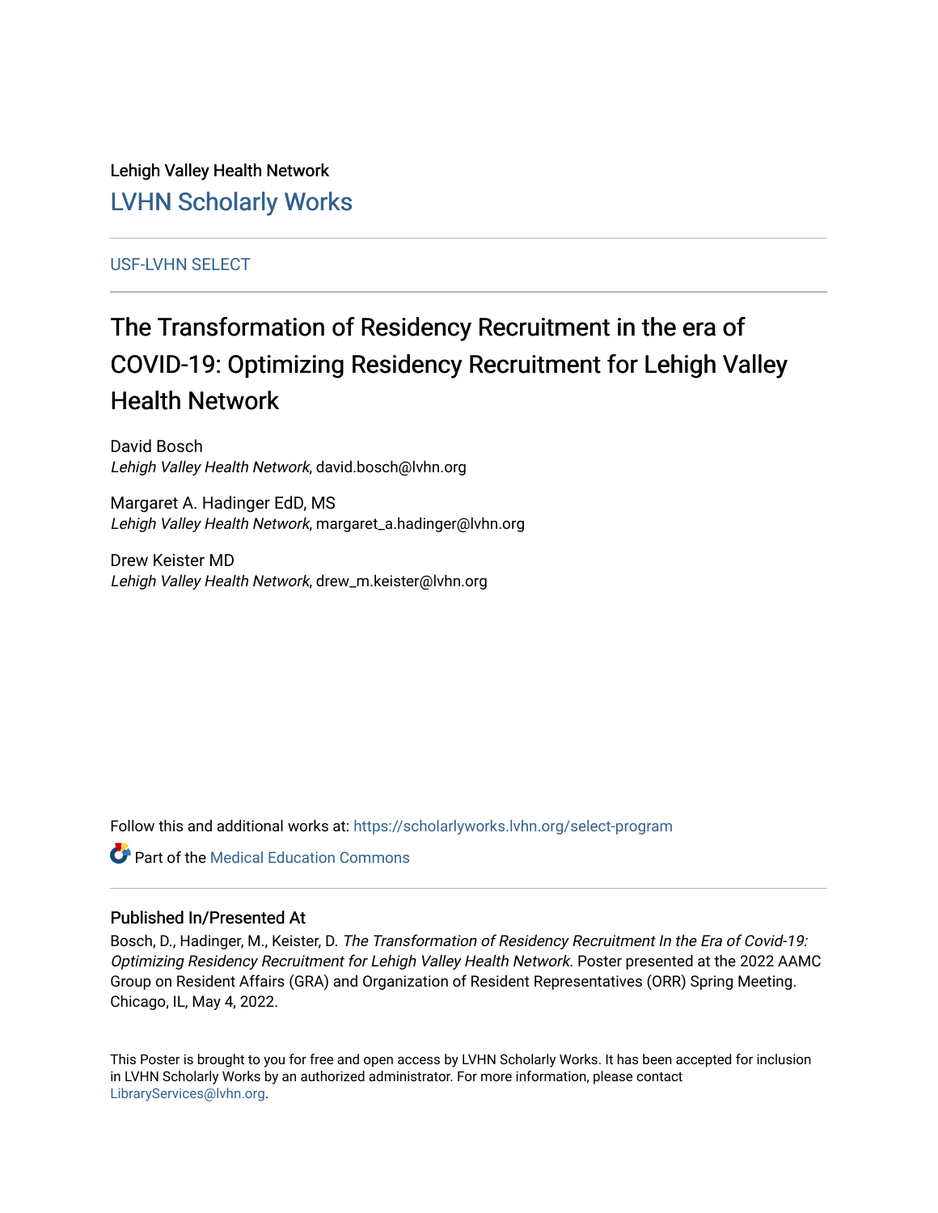Lehigh Valley Health Network

LVHN Scholarly Works

---

USF-LVHN SELECT

---

# The Transformation of Residency Recruitment in the era of COVID-19: Optimizing Residency Recruitment for Lehigh Valley Health Network

David Bosch
*Lehigh Valley Health Network*, david.bosch@lvhn.org

Margaret A. Hadinger EdD, MS
*Lehigh Valley Health Network*, margaret_a.hadinger@lvhn.org

Drew Keister MD
*Lehigh Valley Health Network*, drew_m.keister@lvhn.org

Follow this and additional works at: https://scholarlyworks.lvhn.org/select-program

Part of the Medical Education Commons

---

## Published In/Presented At

Bosch, D., Hadinger, M., Keister, D. *The Transformation of Residency Recruitment In the Era of Covid-19: Optimizing Residency Recruitment for Lehigh Valley Health Network.* Poster presented at the 2022 AAMC Group on Resident Affairs (GRA) and Organization of Resident Representatives (ORR) Spring Meeting. Chicago, IL, May 4, 2022.

This Poster is brought to you for free and open access by LVHN Scholarly Works. It has been accepted for inclusion in LVHN Scholarly Works by an authorized administrator. For more information, please contact LibraryServices@lvhn.org.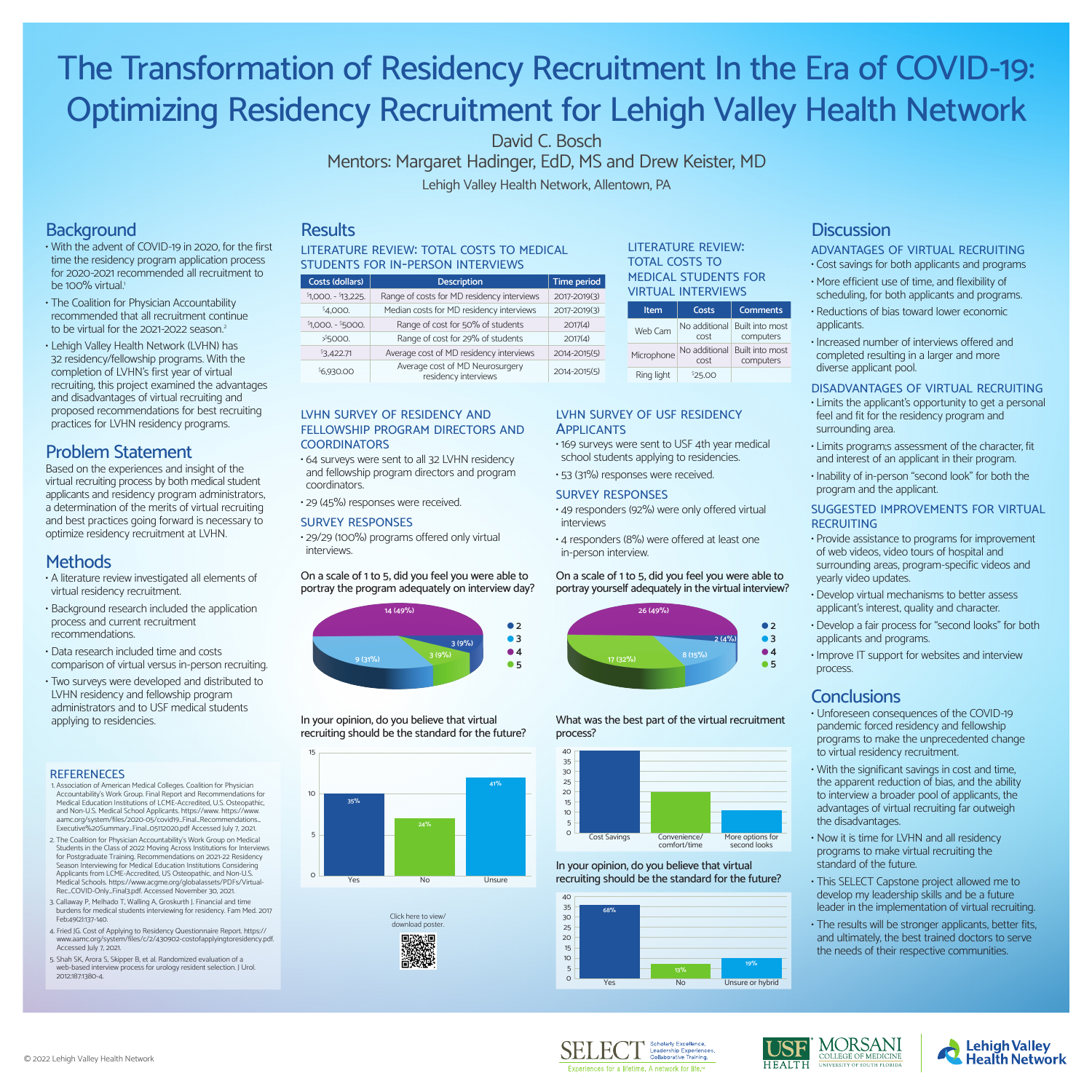# The Transformation of Residency Recruitment In the Era of COVID-19: Optimizing Residency Recruitment for Lehigh Valley Health Network

David C. Bosch

Mentors: Margaret Hadinger, EdD, MS and Drew Keister, MD

Lehigh Valley Health Network, Allentown, PA

## Background

- With the advent of COVID-19 in 2020, for the first time the residency program application process for 2020-2021 recommended all recruitment to be 100% virtual.[1]
- The Coalition for Physician Accountability recommended that all recruitment continue to be virtual for the 2021-2022 season.[2]
- Lehigh Valley Health Network (LVHN) has 32 residency/fellowship programs. With the completion of LVHN's first year of virtual recruiting, this project examined the advantages and disadvantages of virtual recruiting and proposed recommendations for best recruiting practices for LVHN residency programs.

## Problem Statement

Based on the experiences and insight of the virtual recruiting process by both medical student applicants and residency program administrators, a determination of the merits of virtual recruiting and best practices going forward is necessary to optimize residency recruitment at LVHN.

## Methods

- A literature review investigated all elements of virtual residency recruitment.
- Background research included the application process and current recruitment recommendations.
- Data research included time and costs comparison of virtual versus in-person recruiting.
- Two surveys were developed and distributed to LVHN residency and fellowship program administrators and to USF medical students applying to residencies.

## REFERENECES

1. Association of American Medical Colleges. Coalition for Physician Accountability's Work Group. Final Report and Recommendations for Medical Education Institutions of LCME-Accredited, U.S. Osteopathic, and Non-U.S. Medical School Applicants. https://www. https://www.aamc.org/system/files/2020-05/covid19_Final_Recommendations_Executive%20Summary_Final_05112020.pdf Accessed July 7, 2021.
2. The Coalition for Physician Accountability's Work Group on Medical Students in the Class of 2022 Moving Across Institutions for Interviews for Postgraduate Training. Recommendations on 2021-22 Residency Season Interviewing for Medical Education Institutions Considering Applicants from LCME-Accredited, US Osteopathic, and Non-U.S. Medical Schools. https://www.acgme.org/globalassets/PDFs/Virtual-Rec_COVID-Only_Final3.pdf. Accessed November 30, 2021.
3. Callaway P, Melhado T, Walling A, Groskurth J. Financial and time burdens for medical students interviewing for residency. Fam Med. 2017 Feb;49(2):137-140.
4. Fried JG. Cost of Applying to Residency Questionnaire Report. https://www.aamc.org/system/files/c/2/430902-costofapplyingtoresidency.pdf. Accessed July 7, 2021.
5. Shah SK, Arora S, Skipper B, et al. Randomized evaluation of a web-based interview process for urology resident selection. J Urol. 2012;187:1380-4.

## Results

### LITERATURE REVIEW: TOTAL COSTS TO MEDICAL STUDENTS FOR IN-PERSON INTERVIEWS

| Costs (dollars) | Description | Time period |
|---|---|---|
| $1,000. - $13,225. | Range of costs for MD residency interviews | 2017-2019(3) |
| $4,000. | Median costs for MD residency interviews | 2017-2019(3) |
| $1,000. - $5000. | Range of cost for 50% of students | 2017(4) |
| >$5000. | Range of cost for 29% of students | 2017(4) |
| $3,422.71 | Average cost of MD residency interviews | 2014-2015(5) |
| $6,930.00 | Average cost of MD Neurosurgery residency interviews | 2014-2015(5) |

### LITERATURE REVIEW: TOTAL COSTS TO MEDICAL STUDENTS FOR VIRTUAL INTERVIEWS

| Item | Costs | Comments |
|---|---|---|
| Web Cam | No additional cost | Built into most computers |
| Microphone | No additional cost | Built into most computers |
| Ring light | $25.00 | |

### LVHN SURVEY OF RESIDENCY AND FELLOWSHIP PROGRAM DIRECTORS AND COORDINATORS

- 64 surveys were sent to all 32 LVHN residency and fellowship program directors and program coordinators.
- 29 (45%) responses were received.

### SURVEY RESPONSES

- 29/29 (100%) programs offered only virtual interviews.

On a scale of 1 to 5, did you feel you were able to portray the program adequately on interview day?

14 (49%)
3 (9%)
3 (9%)
9 (31%)
2
3
4
5

In your opinion, do you believe that virtual recruiting should be the standard for the future?

15
10
5
0
35%
24%
41%
Yes
No
Unsure

Click here to view/download poster.

### LVHN SURVEY OF USF RESIDENCY APPLICANTS

- 169 surveys were sent to USF 4th year medical school students applying to residencies.
- 53 (31%) responses were received.

### SURVEY RESPONSES

- 49 responders (92%) were only offered virtual interviews
- 4 responders (8%) were offered at least one in-person interview.

On a scale of 1 to 5, did you feel you were able to portray yourself adequately in the virtual interview?

26 (49%)
2 (4%)
8 (15%)
17 (32%)
2
3
4
5

What was the best part of the virtual recruitment process?

40
35
30
25
20
15
10
5
0
Cost Savings
Convenience/comfort/time
More options for second looks

In your opinion, do you believe that virtual recruiting should be the standard for the future?

40
35
30
25
20
15
10
5
0
68%
13%
19%
Yes
No
Unsure or hybrid

## Discussion

### ADVANTAGES OF VIRTUAL RECRUITING

- Cost savings for both applicants and programs
- More efficient use of time, and flexibility of scheduling, for both applicants and programs.
- Reductions of bias toward lower economic applicants.
- Increased number of interviews offered and completed resulting in a larger and more diverse applicant pool.

### DISADVANTAGES OF VIRTUAL RECRUITING

- Limits the applicant's opportunity to get a personal feel and fit for the residency program and surrounding area.
- Limits program;s assessment of the character, fit and interest of an applicant in their program.
- Inability of in-person "second look" for both the program and the applicant.

### SUGGESTED IMPROVEMENTS FOR VIRTUAL RECRUITING

- Provide assistance to programs for improvement of web videos, video tours of hospital and surrounding areas, program-specific videos and yearly video updates.
- Develop virtual mechanisms to better assess applicant's interest, quality and character.
- Develop a fair process for "second looks" for both applicants and programs.
- Improve IT support for websites and interview process.

## Conclusions

- Unforeseen consequences of the COVID-19 pandemic forced residency and fellowship programs to make the unprecedented change to virtual residency recruitment.
- With the significant savings in cost and time, the apparent reduction of bias, and the ability to interview a broader pool of applicants, the advantages of virtual recruiting far outweigh the disadvantages.
- Now it is time for LVHN and all residency programs to make virtual recruiting the standard of the future.
- This SELECT Capstone project allowed me to develop my leadership skills and be a future leader in the implementation of virtual recruiting.
- The results will be stronger applicants, better fits, and ultimately, the best trained doctors to serve the needs of their respective communities.

© 2022 Lehigh Valley Health Network

SELECT Scholarly Excellence. Leadership Experiences. Collaborative Training. Experiences for a lifetime. A network for life.

USF HEALTH MORSANI COLLEGE OF MEDICINE UNIVERSITY OF SOUTH FLORIDA

Lehigh Valley Health Network